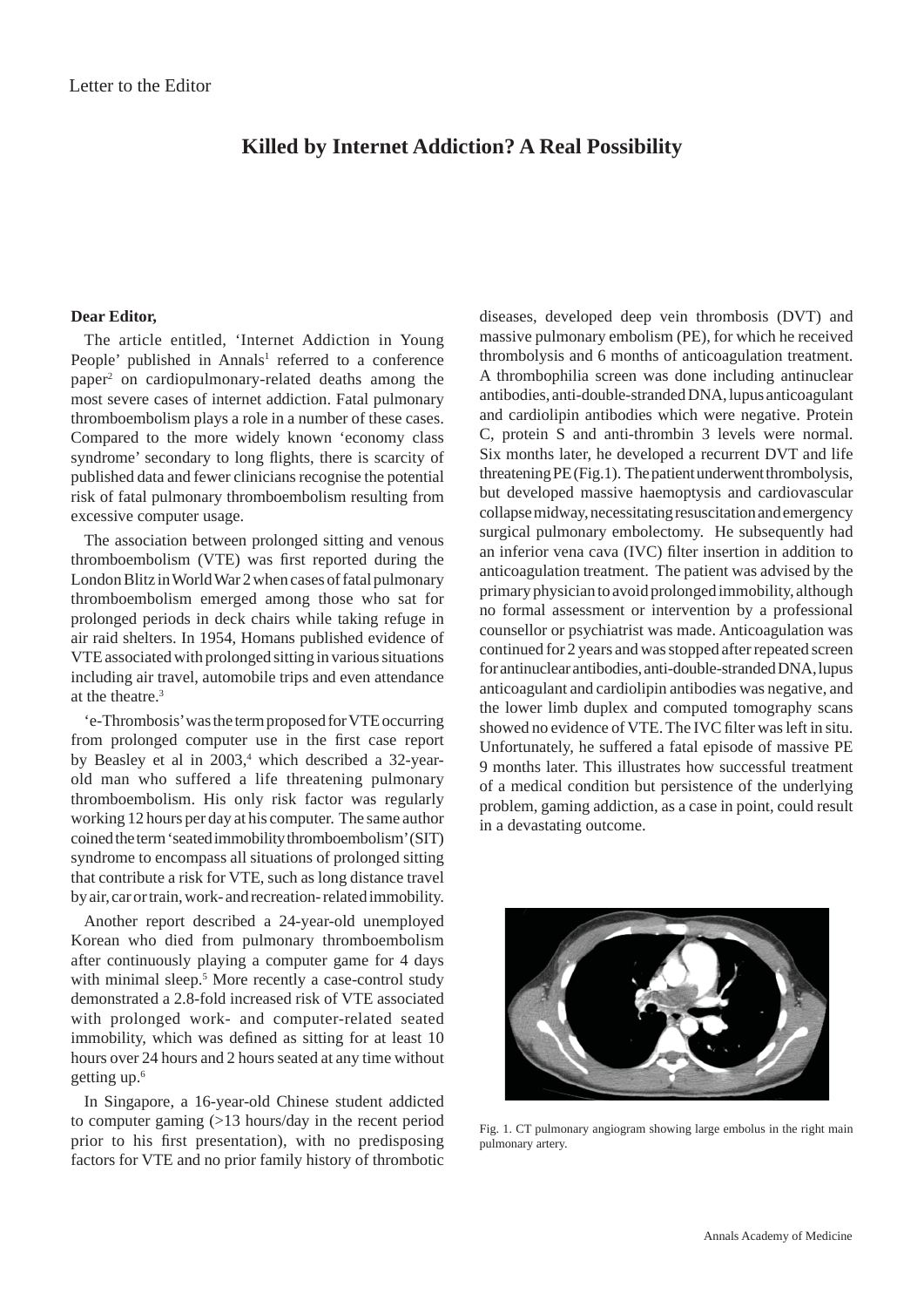Letter to the Editor

# Killed by Internet Addiction? A Real Possibility

**Dear Editor,**

The article entitled, 'Internet Addiction in Young People' published in Annals[1] referred to a conference paper[2] on cardiopulmonary-related deaths among the most severe cases of internet addiction. Fatal pulmonary thromboembolism plays a role in a number of these cases. Compared to the more widely known 'economy class syndrome' secondary to long flights, there is scarcity of published data and fewer clinicians recognise the potential risk of fatal pulmonary thromboembolism resulting from excessive computer usage.

The association between prolonged sitting and venous thromboembolism (VTE) was first reported during the London Blitz in World War 2 when cases of fatal pulmonary thromboembolism emerged among those who sat for prolonged periods in deck chairs while taking refuge in air raid shelters. In 1954, Homans published evidence of VTE associated with prolonged sitting in various situations including air travel, automobile trips and even attendance at the theatre.[3]

'e-Thrombosis' was the term proposed for VTE occurring from prolonged computer use in the first case report by Beasley et al in 2003,[4] which described a 32-year-old man who suffered a life threatening pulmonary thromboembolism. His only risk factor was regularly working 12 hours per day at his computer. The same author coined the term 'seated immobility thromboembolism' (SIT) syndrome to encompass all situations of prolonged sitting that contribute a risk for VTE, such as long distance travel by air, car or train, work- and recreation- related immobility.

Another report described a 24-year-old unemployed Korean who died from pulmonary thromboembolism after continuously playing a computer game for 4 days with minimal sleep.[5] More recently a case-control study demonstrated a 2.8-fold increased risk of VTE associated with prolonged work- and computer-related seated immobility, which was defined as sitting for at least 10 hours over 24 hours and 2 hours seated at any time without getting up.[6]

In Singapore, a 16-year-old Chinese student addicted to computer gaming (>13 hours/day in the recent period prior to his first presentation), with no predisposing factors for VTE and no prior family history of thrombotic diseases, developed deep vein thrombosis (DVT) and massive pulmonary embolism (PE), for which he received thrombolysis and 6 months of anticoagulation treatment. A thrombophilia screen was done including antinuclear antibodies, anti-double-stranded DNA, lupus anticoagulant and cardiolipin antibodies which were negative. Protein C, protein S and anti-thrombin 3 levels were normal. Six months later, he developed a recurrent DVT and life threatening PE (Fig.1). The patient underwent thrombolysis, but developed massive haemoptysis and cardiovascular collapse midway, necessitating resuscitation and emergency surgical pulmonary embolectomy. He subsequently had an inferior vena cava (IVC) filter insertion in addition to anticoagulation treatment. The patient was advised by the primary physician to avoid prolonged immobility, although no formal assessment or intervention by a professional counsellor or psychiatrist was made. Anticoagulation was continued for 2 years and was stopped after repeated screen for antinuclear antibodies, anti-double-stranded DNA, lupus anticoagulant and cardiolipin antibodies was negative, and the lower limb duplex and computed tomography scans showed no evidence of VTE. The IVC filter was left in situ. Unfortunately, he suffered a fatal episode of massive PE 9 months later. This illustrates how successful treatment of a medical condition but persistence of the underlying problem, gaming addiction, as a case in point, could result in a devastating outcome.

Fig. 1. CT pulmonary angiogram showing large embolus in the right main pulmonary artery.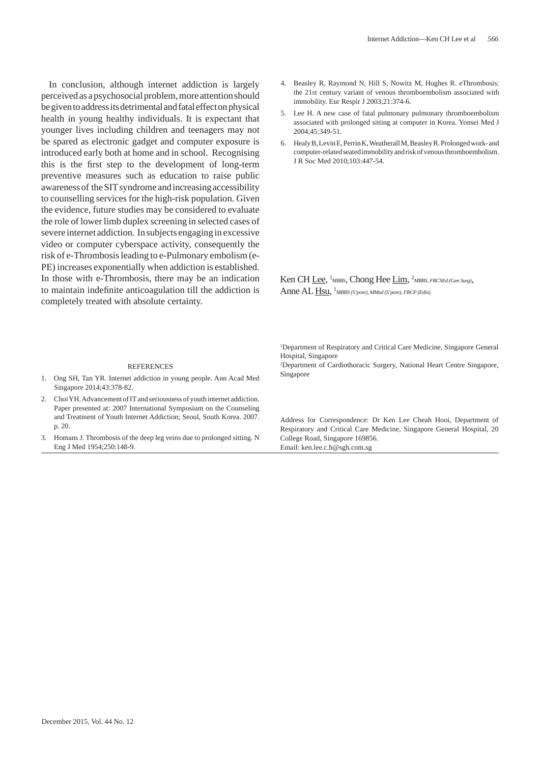In conclusion, although internet addiction is largely perceived as a psychosocial problem, more attention should be given to address its detrimental and fatal effect on physical health in young healthy individuals. It is expectant that younger lives including children and teenagers may not be spared as electronic gadget and computer exposure is introduced early both at home and in school. Recognising this is the first step to the development of long-term preventive measures such as education to raise public awareness of the SIT syndrome and increasing accessibility to counselling services for the high-risk population. Given the evidence, future studies may be considered to evaluate the role of lower limb duplex screening in selected cases of severe internet addiction. In subjects engaging in excessive video or computer cyberspace activity, consequently the risk of e-Thrombosis leading to e-Pulmonary embolism (e-PE) increases exponentially when addiction is established. In those with e-Thrombosis, there may be an indication to maintain indefinite anticoagulation till the addiction is completely treated with absolute certainty.

Ken CH Lee, [1] *MBBS*, Chong Hee Lim, [2] *MBBS, FRCSEd (Gen Surg)*, Anne AL Hsu, [1] *MBBS (S'pore), MMed (S'pore), FRCP (Edin)*

[1]Department of Respiratory and Critical Care Medicine, Singapore General Hospital, Singapore

[2]Department of Cardiothoracic Surgery, National Heart Centre Singapore, Singapore

Address for Correspondence: Dr Ken Lee Cheah Hooi, Department of Respiratory and Critical Care Medicine, Singapore General Hospital, 20 College Road, Singapore 169856.

Email: ken.lee.c.h@sgh.com.sg

## REFERENCES

1. Ong SH, Tan YR. Internet addiction in young people. Ann Acad Med Singapore 2014;43:378-82.
2. Choi YH. Advancement of IT and seriousness of youth internet addiction. Paper presented at: 2007 International Symposium on the Counseling and Treatment of Youth Internet Addiction; Seoul, South Korea. 2007. p. 20.
3. Homans J. Thrombosis of the deep leg veins due to prolonged sitting. N Eng J Med 1954;250:148-9.
4. Beasley R, Raymond N, Hill S, Nowitz M, Hughes R. eThrombosis: the 21st century variant of venous thromboembolism associated with immobility. Eur Respir J 2003;21:374-6.
5. Lee H. A new case of fatal pulmonary pulmonary thromboembolism associated with prolonged sitting at computer in Korea. Yonsei Med J 2004;45:349-51.
6. Healy B, Levin E, Perrin K, Weatherall M, Beasley R. Prolonged work- and computer-related seated immobility and risk of venous thromboembolism. J R Soc Med 2010;103:447-54.